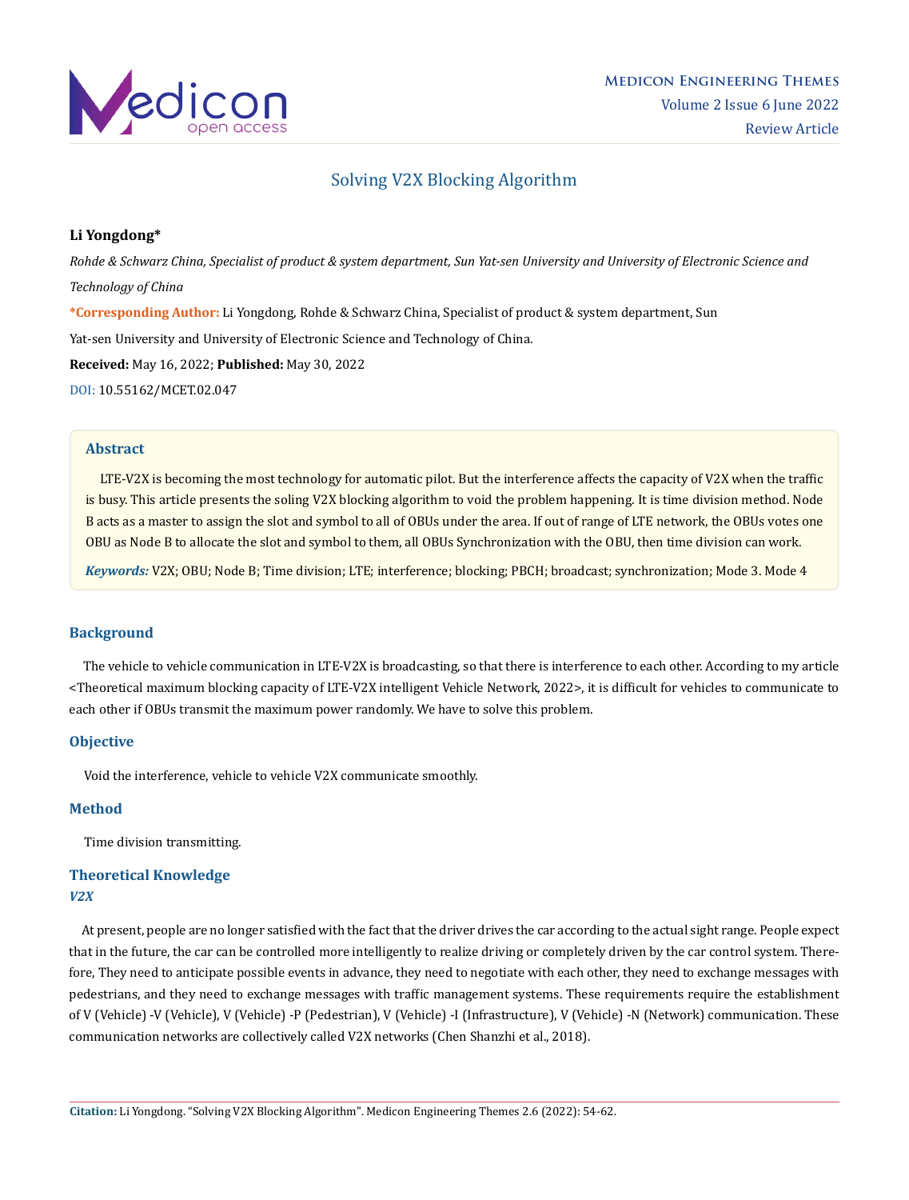# Solving V2X Blocking Algorithm

**Li Yongdong***

*Rohde & Schwarz China, Specialist of product & system department, Sun Yat-sen University and University of Electronic Science and Technology of China*

***Corresponding Author:** Li Yongdong, Rohde & Schwarz China, Specialist of product & system department, Sun Yat-sen University and University of Electronic Science and Technology of China.

**Received:** May 16, 2022; **Published:** May 30, 2022

DOI: 10.55162/MCET.02.047

## Abstract

LTE-V2X is becoming the most technology for automatic pilot. But the interference affects the capacity of V2X when the traffic is busy. This article presents the soling V2X blocking algorithm to void the problem happening. It is time division method. Node B acts as a master to assign the slot and symbol to all of OBUs under the area. If out of range of LTE network, the OBUs votes one OBU as Node B to allocate the slot and symbol to them, all OBUs Synchronization with the OBU, then time division can work.

***Keywords:*** V2X; OBU; Node B; Time division; LTE; interference; blocking; PBCH; broadcast; synchronization; Mode 3. Mode 4

## Background

The vehicle to vehicle communication in LTE-V2X is broadcasting, so that there is interference to each other. According to my article <Theoretical maximum blocking capacity of LTE-V2X intelligent Vehicle Network, 2022>, it is difficult for vehicles to communicate to each other if OBUs transmit the maximum power randomly. We have to solve this problem.

## Objective

Void the interference, vehicle to vehicle V2X communicate smoothly.

## Method

Time division transmitting.

## Theoretical Knowledge

### *V2X*

At present, people are no longer satisfied with the fact that the driver drives the car according to the actual sight range. People expect that in the future, the car can be controlled more intelligently to realize driving or completely driven by the car control system. Therefore, They need to anticipate possible events in advance, they need to negotiate with each other, they need to exchange messages with pedestrians, and they need to exchange messages with traffic management systems. These requirements require the establishment of V (Vehicle) -V (Vehicle), V (Vehicle) -P (Pedestrian), V (Vehicle) -I (Infrastructure), V (Vehicle) -N (Network) communication. These communication networks are collectively called V2X networks (Chen Shanzhi et al., 2018).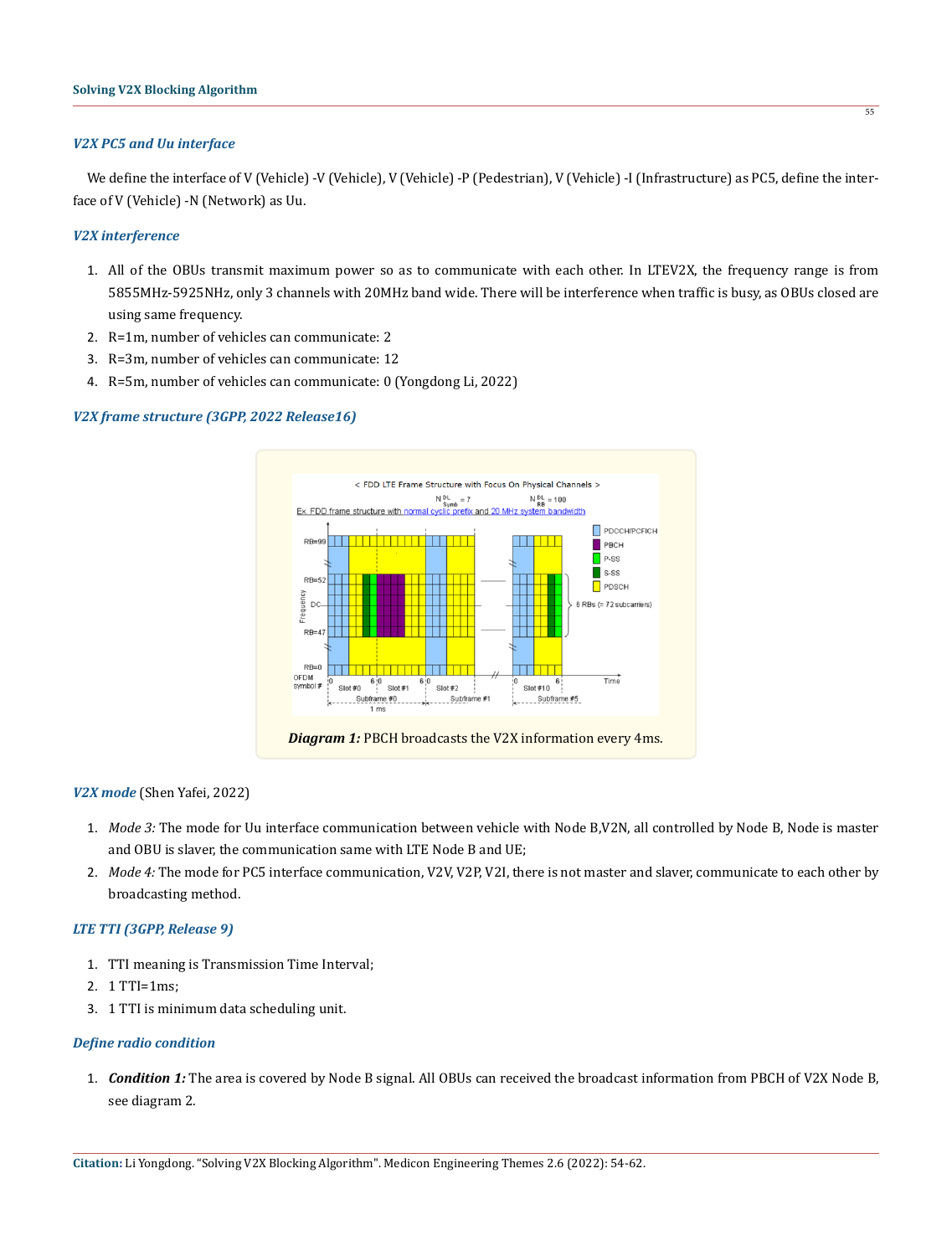### *V2X PC5 and Uu interface*

We define the interface of V (Vehicle) -V (Vehicle), V (Vehicle) -P (Pedestrian), V (Vehicle) -I (Infrastructure) as PC5, define the interface of V (Vehicle) -N (Network) as Uu.

### *V2X interference*

1. All of the OBUs transmit maximum power so as to communicate with each other. In LTEV2X, the frequency range is from 5855MHz-5925NHz, only 3 channels with 20MHz band wide. There will be interference when traffic is busy, as OBUs closed are using same frequency.
2. R=1m, number of vehicles can communicate: 2
3. R=3m, number of vehicles can communicate: 12
4. R=5m, number of vehicles can communicate: 0 (Yongdong Li, 2022)

### *V2X frame structure (3GPP, 2022 Release16)*

***Diagram 1:*** PBCH broadcasts the V2X information every 4ms.

### *V2X mode* (Shen Yafei, 2022)

1. *Mode 3:* The mode for Uu interface communication between vehicle with Node B,V2N, all controlled by Node B, Node is master and OBU is slaver, the communication same with LTE Node B and UE;
2. *Mode 4:* The mode for PC5 interface communication, V2V, V2P, V2I, there is not master and slaver, communicate to each other by broadcasting method.

### *LTE TTI (3GPP, Release 9)*

1. TTI meaning is Transmission Time Interval;
2. 1 TTI=1ms;
3. 1 TTI is minimum data scheduling unit.

### *Define radio condition*

1. ***Condition 1:*** The area is covered by Node B signal. All OBUs can received the broadcast information from PBCH of V2X Node B, see diagram 2.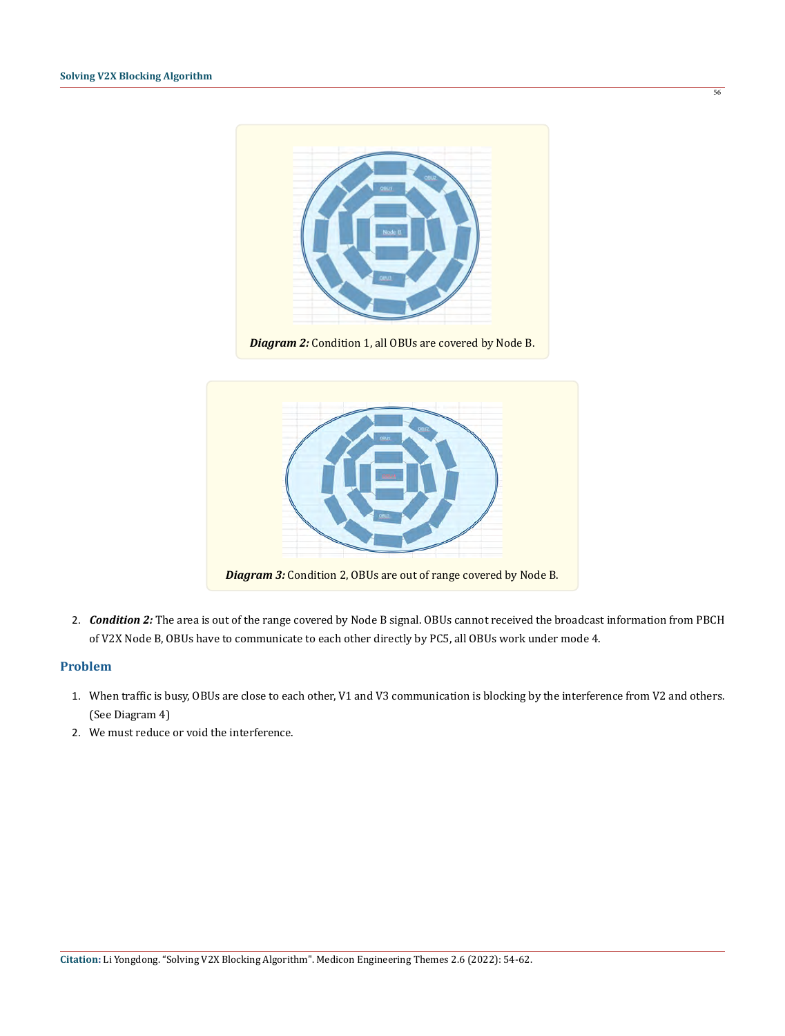*Diagram 2:* Condition 1, all OBUs are covered by Node B.

*Diagram 3:* Condition 2, OBUs are out of range covered by Node B.

2. ***Condition 2:*** The area is out of the range covered by Node B signal. OBUs cannot received the broadcast information from PBCH of V2X Node B, OBUs have to communicate to each other directly by PC5, all OBUs work under mode 4.

## Problem

1. When traffic is busy, OBUs are close to each other, V1 and V3 communication is blocking by the interference from V2 and others. (See Diagram 4)
2. We must reduce or void the interference.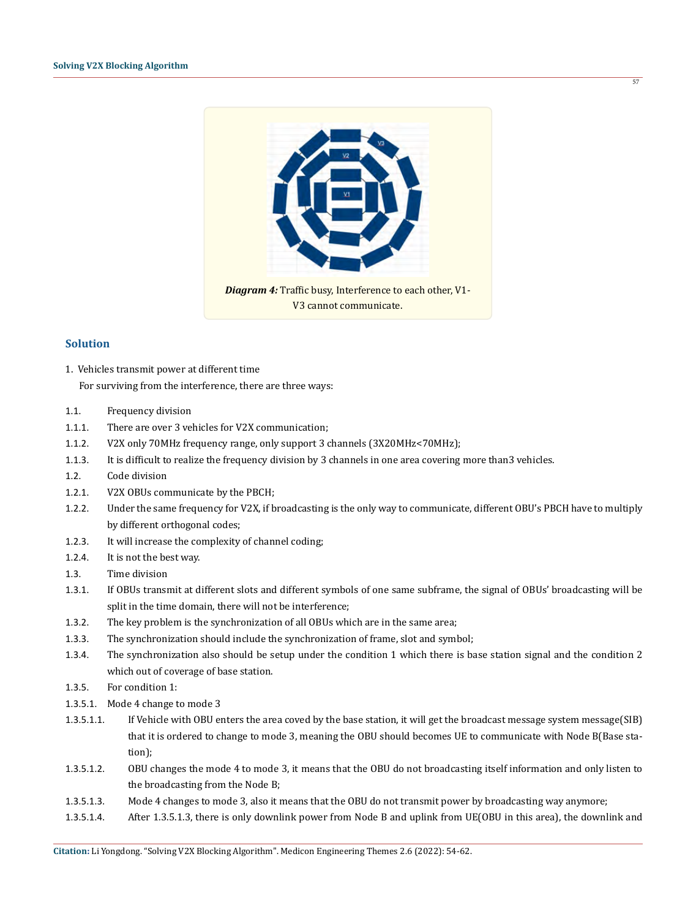***Diagram 4:*** Traffic busy, Interference to each other, V1-V3 cannot communicate.

## Solution

1. Vehicles transmit power at different time

   For surviving from the interference, there are three ways:

1.1. Frequency division

1.1.1. There are over 3 vehicles for V2X communication;

1.1.2. V2X only 70MHz frequency range, only support 3 channels (3X20MHz<70MHz);

1.1.3. It is difficult to realize the frequency division by 3 channels in one area covering more than3 vehicles.

1.2. Code division

1.2.1. V2X OBUs communicate by the PBCH;

1.2.2. Under the same frequency for V2X, if broadcasting is the only way to communicate, different OBU's PBCH have to multiply by different orthogonal codes;

1.2.3. It will increase the complexity of channel coding;

1.2.4. It is not the best way.

1.3. Time division

1.3.1. If OBUs transmit at different slots and different symbols of one same subframe, the signal of OBUs' broadcasting will be split in the time domain, there will not be interference;

1.3.2. The key problem is the synchronization of all OBUs which are in the same area;

1.3.3. The synchronization should include the synchronization of frame, slot and symbol;

1.3.4. The synchronization also should be setup under the condition 1 which there is base station signal and the condition 2 which out of coverage of base station.

1.3.5. For condition 1:

1.3.5.1. Mode 4 change to mode 3

1.3.5.1.1. If Vehicle with OBU enters the area coved by the base station, it will get the broadcast message system message(SIB) that it is ordered to change to mode 3, meaning the OBU should becomes UE to communicate with Node B(Base station);

1.3.5.1.2. OBU changes the mode 4 to mode 3, it means that the OBU do not broadcasting itself information and only listen to the broadcasting from the Node B;

1.3.5.1.3. Mode 4 changes to mode 3, also it means that the OBU do not transmit power by broadcasting way anymore;

1.3.5.1.4. After 1.3.5.1.3, there is only downlink power from Node B and uplink from UE(OBU in this area), the downlink and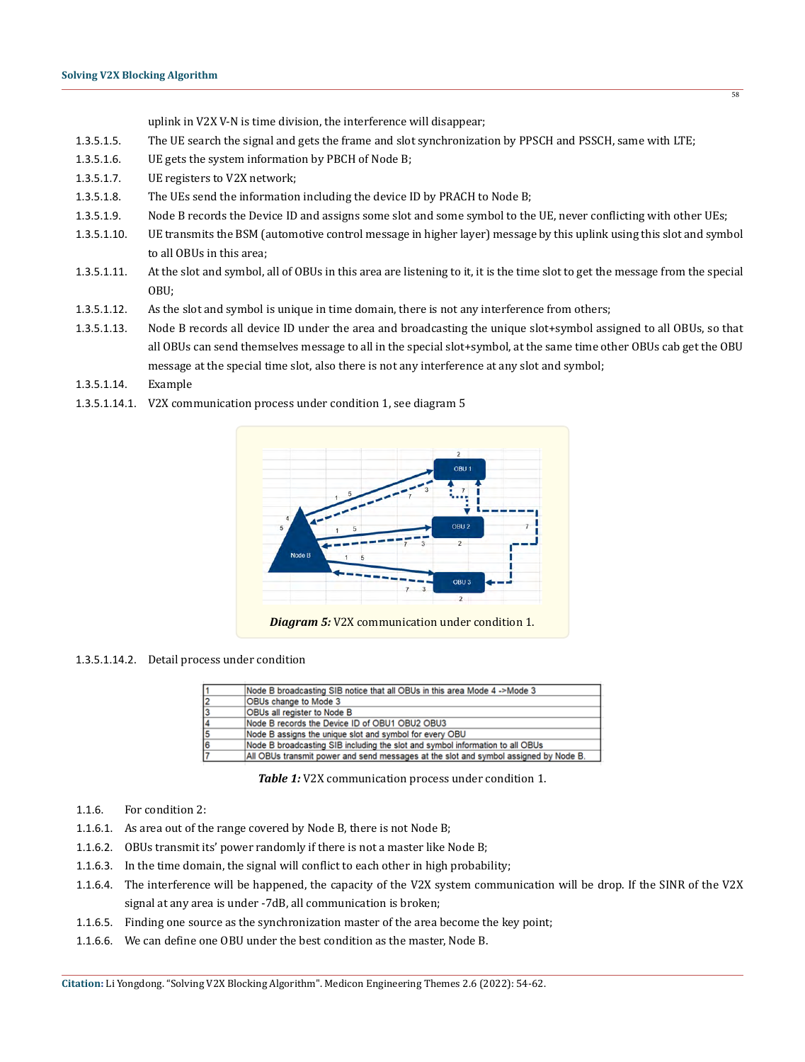uplink in V2X V-N is time division, the interference will disappear;

1.3.5.1.5. The UE search the signal and gets the frame and slot synchronization by PPSCH and PSSCH, same with LTE;

1.3.5.1.6. UE gets the system information by PBCH of Node B;

1.3.5.1.7. UE registers to V2X network;

1.3.5.1.8. The UEs send the information including the device ID by PRACH to Node B;

1.3.5.1.9. Node B records the Device ID and assigns some slot and some symbol to the UE, never conflicting with other UEs;

1.3.5.1.10. UE transmits the BSM (automotive control message in higher layer) message by this uplink using this slot and symbol to all OBUs in this area;

1.3.5.1.11. At the slot and symbol, all of OBUs in this area are listening to it, it is the time slot to get the message from the special OBU;

1.3.5.1.12. As the slot and symbol is unique in time domain, there is not any interference from others;

1.3.5.1.13. Node B records all device ID under the area and broadcasting the unique slot+symbol assigned to all OBUs, so that all OBUs can send themselves message to all in the special slot+symbol, at the same time other OBUs cab get the OBU message at the special time slot, also there is not any interference at any slot and symbol;

1.3.5.1.14. Example

1.3.5.1.14.1. V2X communication process under condition 1, see diagram 5

***Diagram 5:*** V2X communication under condition 1.

1.3.5.1.14.2. Detail process under condition

| | |
|---|---|
| 1 | Node B broadcasting SIB notice that all OBUs in this area Mode 4 ->Mode 3 |
| 2 | OBUs change to Mode 3 |
| 3 | OBUs all register to Node B |
| 4 | Node B records the Device ID of OBU1 OBU2 OBU3 |
| 5 | Node B assigns the unique slot and symbol for every OBU |
| 6 | Node B broadcasting SIB including the slot and symbol information to all OBUs |
| 7 | All OBUs transmit power and send messages at the slot and symbol assigned by Node B. |

***Table 1:*** V2X communication process under condition 1.

1.1.6. For condition 2:

1.1.6.1. As area out of the range covered by Node B, there is not Node B;

1.1.6.2. OBUs transmit its' power randomly if there is not a master like Node B;

1.1.6.3. In the time domain, the signal will conflict to each other in high probability;

1.1.6.4. The interference will be happened, the capacity of the V2X system communication will be drop. If the SINR of the V2X signal at any area is under -7dB, all communication is broken;

1.1.6.5. Finding one source as the synchronization master of the area become the key point;

1.1.6.6. We can define one OBU under the best condition as the master, Node B.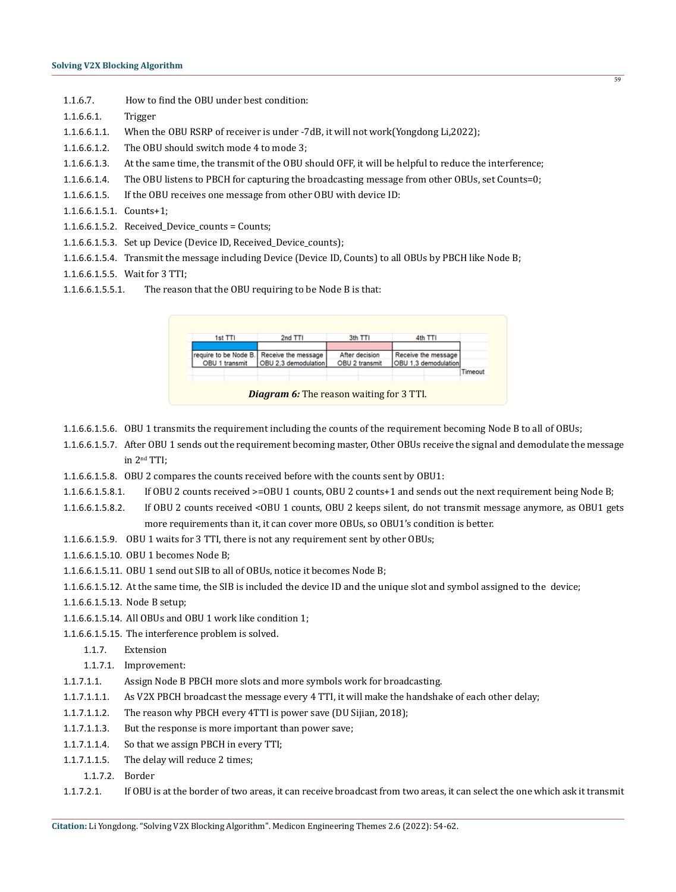1.1.6.7. How to find the OBU under best condition:

1.1.6.6.1. Trigger

1.1.6.6.1.1. When the OBU RSRP of receiver is under -7dB, it will not work(Yongdong Li,2022);

1.1.6.6.1.2. The OBU should switch mode 4 to mode 3;

1.1.6.6.1.3. At the same time, the transmit of the OBU should OFF, it will be helpful to reduce the interference;

1.1.6.6.1.4. The OBU listens to PBCH for capturing the broadcasting message from other OBUs, set Counts=0;

1.1.6.6.1.5. If the OBU receives one message from other OBU with device ID:

1.1.6.6.1.5.1. Counts+1;

1.1.6.6.1.5.2. Received_Device_counts = Counts;

1.1.6.6.1.5.3. Set up Device (Device ID, Received_Device_counts);

1.1.6.6.1.5.4. Transmit the message including Device (Device ID, Counts) to all OBUs by PBCH like Node B;

1.1.6.6.1.5.5. Wait for 3 TTI;

1.1.6.6.1.5.5.1. The reason that the OBU requiring to be Node B is that:

| 1st TTI | 2nd TTI | 3th TTI | 4th TTI | |
|---|---|---|---|---|
| require to be Node B. OBU 1 transmit | Receive the message OBU 2,3 demodulation | After decision OBU 2 transmit | Receive the message OBU 1,3 demodulation | Timeout |

***Diagram 6:*** The reason waiting for 3 TTI.

1.1.6.6.1.5.6. OBU 1 transmits the requirement including the counts of the requirement becoming Node B to all of OBUs;

1.1.6.6.1.5.7. After OBU 1 sends out the requirement becoming master, Other OBUs receive the signal and demodulate the message in 2nd TTI;

1.1.6.6.1.5.8. OBU 2 compares the counts received before with the counts sent by OBU1:

1.1.6.6.1.5.8.1. If OBU 2 counts received >=OBU 1 counts, OBU 2 counts+1 and sends out the next requirement being Node B;

1.1.6.6.1.5.8.2. If OBU 2 counts received <OBU 1 counts, OBU 2 keeps silent, do not transmit message anymore, as OBU1 gets more requirements than it, it can cover more OBUs, so OBU1's condition is better.

1.1.6.6.1.5.9. OBU 1 waits for 3 TTI, there is not any requirement sent by other OBUs;

1.1.6.6.1.5.10. OBU 1 becomes Node B;

1.1.6.6.1.5.11. OBU 1 send out SIB to all of OBUs, notice it becomes Node B;

1.1.6.6.1.5.12. At the same time, the SIB is included the device ID and the unique slot and symbol assigned to the device;

1.1.6.6.1.5.13. Node B setup;

1.1.6.6.1.5.14. All OBUs and OBU 1 work like condition 1;

1.1.6.6.1.5.15. The interference problem is solved.

1.1.7. Extension

1.1.7.1. Improvement:

1.1.7.1.1. Assign Node B PBCH more slots and more symbols work for broadcasting.

1.1.7.1.1.1. As V2X PBCH broadcast the message every 4 TTI, it will make the handshake of each other delay;

1.1.7.1.1.2. The reason why PBCH every 4TTI is power save (DU Sijian, 2018);

1.1.7.1.1.3. But the response is more important than power save;

1.1.7.1.1.4. So that we assign PBCH in every TTI;

1.1.7.1.1.5. The delay will reduce 2 times;

1.1.7.2. Border

1.1.7.2.1. If OBU is at the border of two areas, it can receive broadcast from two areas, it can select the one which ask it transmit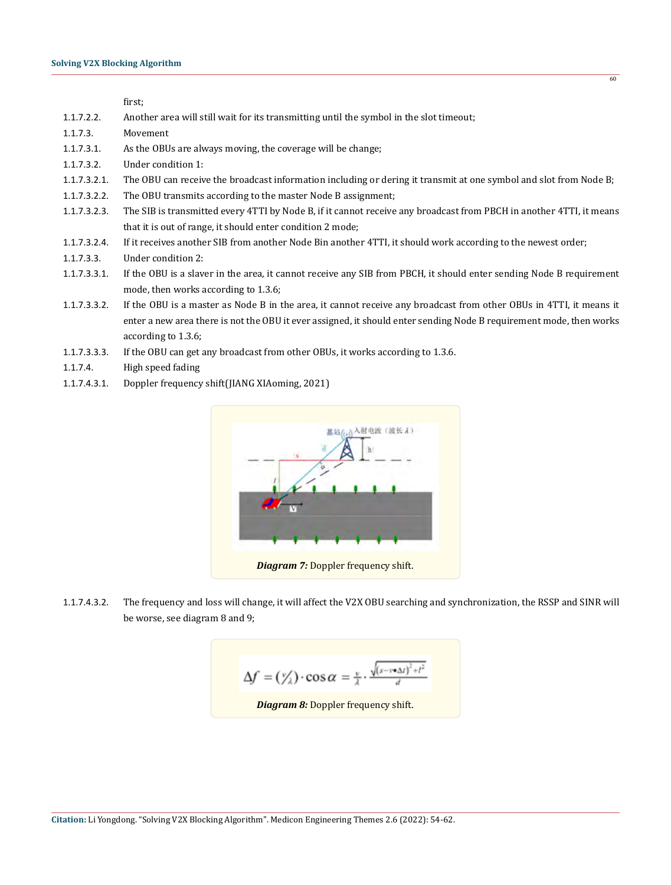first;

1.1.7.2.2. Another area will still wait for its transmitting until the symbol in the slot timeout;

1.1.7.3. Movement

1.1.7.3.1. As the OBUs are always moving, the coverage will be change;

1.1.7.3.2. Under condition 1:

1.1.7.3.2.1. The OBU can receive the broadcast information including or dering it transmit at one symbol and slot from Node B;

1.1.7.3.2.2. The OBU transmits according to the master Node B assignment;

1.1.7.3.2.3. The SIB is transmitted every 4TTI by Node B, if it cannot receive any broadcast from PBCH in another 4TTI, it means that it is out of range, it should enter condition 2 mode;

1.1.7.3.2.4. If it receives another SIB from another Node Bin another 4TTI, it should work according to the newest order;

1.1.7.3.3. Under condition 2:

1.1.7.3.3.1. If the OBU is a slaver in the area, it cannot receive any SIB from PBCH, it should enter sending Node B requirement mode, then works according to 1.3.6;

1.1.7.3.3.2. If the OBU is a master as Node B in the area, it cannot receive any broadcast from other OBUs in 4TTI, it means it enter a new area there is not the OBU it ever assigned, it should enter sending Node B requirement mode, then works according to 1.3.6;

1.1.7.3.3.3. If the OBU can get any broadcast from other OBUs, it works according to 1.3.6.

1.1.7.4. High speed fading

1.1.7.4.3.1. Doppler frequency shift(JIANG XIAoming, 2021)

***Diagram 7:*** Doppler frequency shift.

1.1.7.4.3.2. The frequency and loss will change, it will affect the V2X OBU searching and synchronization, the RSSP and SINR will be worse, see diagram 8 and 9;

$$\Delta f = (v/\lambda) \cdot \cos\alpha = \frac{v}{\lambda} \cdot \frac{\sqrt{(s - v \bullet \Delta t)^2 + l^2}}{d}$$

***Diagram 8:*** Doppler frequency shift.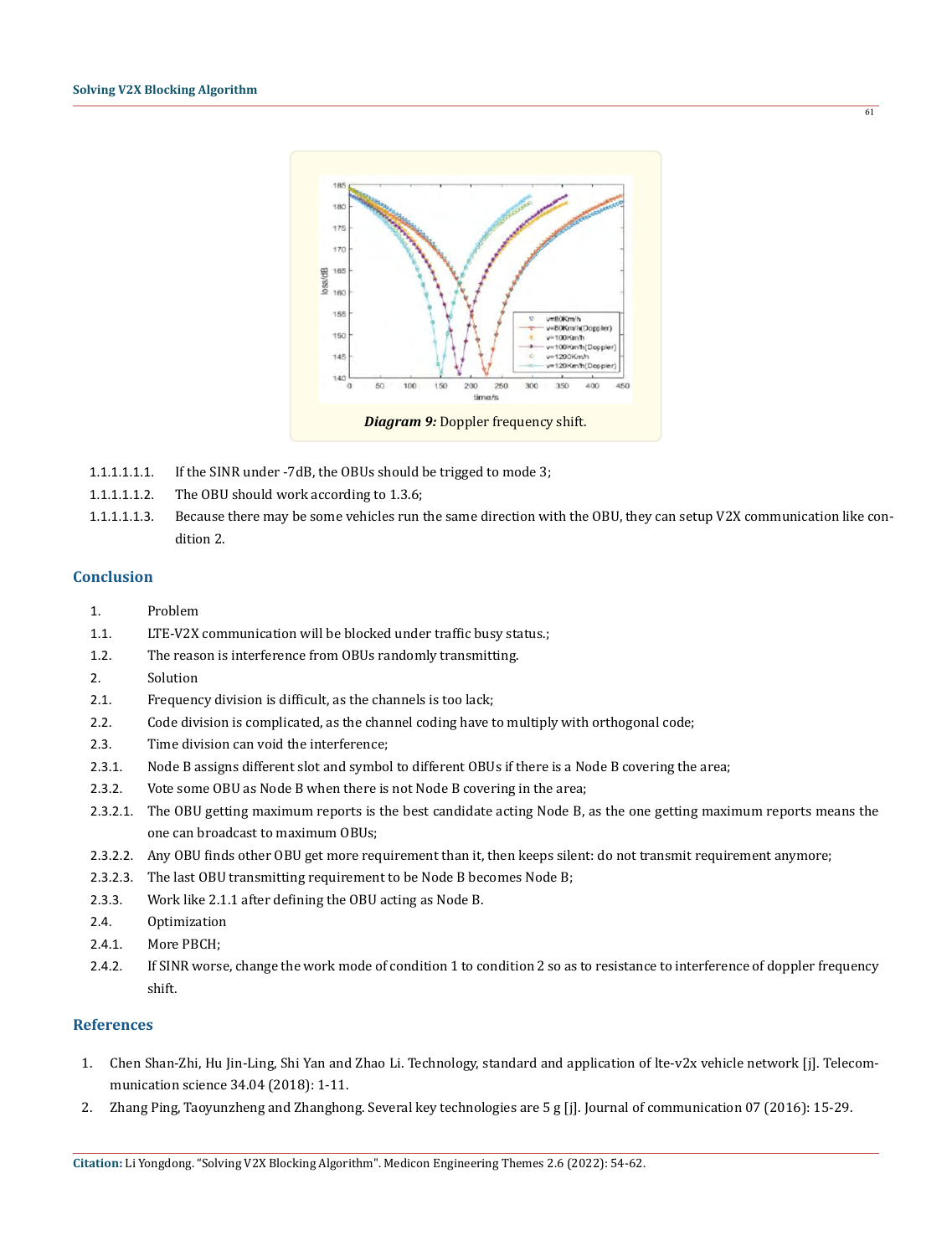*Diagram 9:* Doppler frequency shift.

1.1.1.1.1.1. If the SINR under -7dB, the OBUs should be trigged to mode 3;

1.1.1.1.1.2. The OBU should work according to 1.3.6;

1.1.1.1.1.3. Because there may be some vehicles run the same direction with the OBU, they can setup V2X communication like condition 2.

## Conclusion

1. Problem
1.1. LTE-V2X communication will be blocked under traffic busy status.;
1.2. The reason is interference from OBUs randomly transmitting.
2. Solution
2.1. Frequency division is difficult, as the channels is too lack;
2.2. Code division is complicated, as the channel coding have to multiply with orthogonal code;
2.3. Time division can void the interference;
2.3.1. Node B assigns different slot and symbol to different OBUs if there is a Node B covering the area;
2.3.2. Vote some OBU as Node B when there is not Node B covering in the area;
2.3.2.1. The OBU getting maximum reports is the best candidate acting Node B, as the one getting maximum reports means the one can broadcast to maximum OBUs;
2.3.2.2. Any OBU finds other OBU get more requirement than it, then keeps silent: do not transmit requirement anymore;
2.3.2.3. The last OBU transmitting requirement to be Node B becomes Node B;
2.3.3. Work like 2.1.1 after defining the OBU acting as Node B.
2.4. Optimization
2.4.1. More PBCH;
2.4.2. If SINR worse, change the work mode of condition 1 to condition 2 so as to resistance to interference of doppler frequency shift.

## References

1. Chen Shan-Zhi, Hu Jin-Ling, Shi Yan and Zhao Li. Technology, standard and application of lte-v2x vehicle network [j]. Telecommunication science 34.04 (2018): 1-11.
2. Zhang Ping, Taoyunzheng and Zhanghong. Several key technologies are 5 g [j]. Journal of communication 07 (2016): 15-29.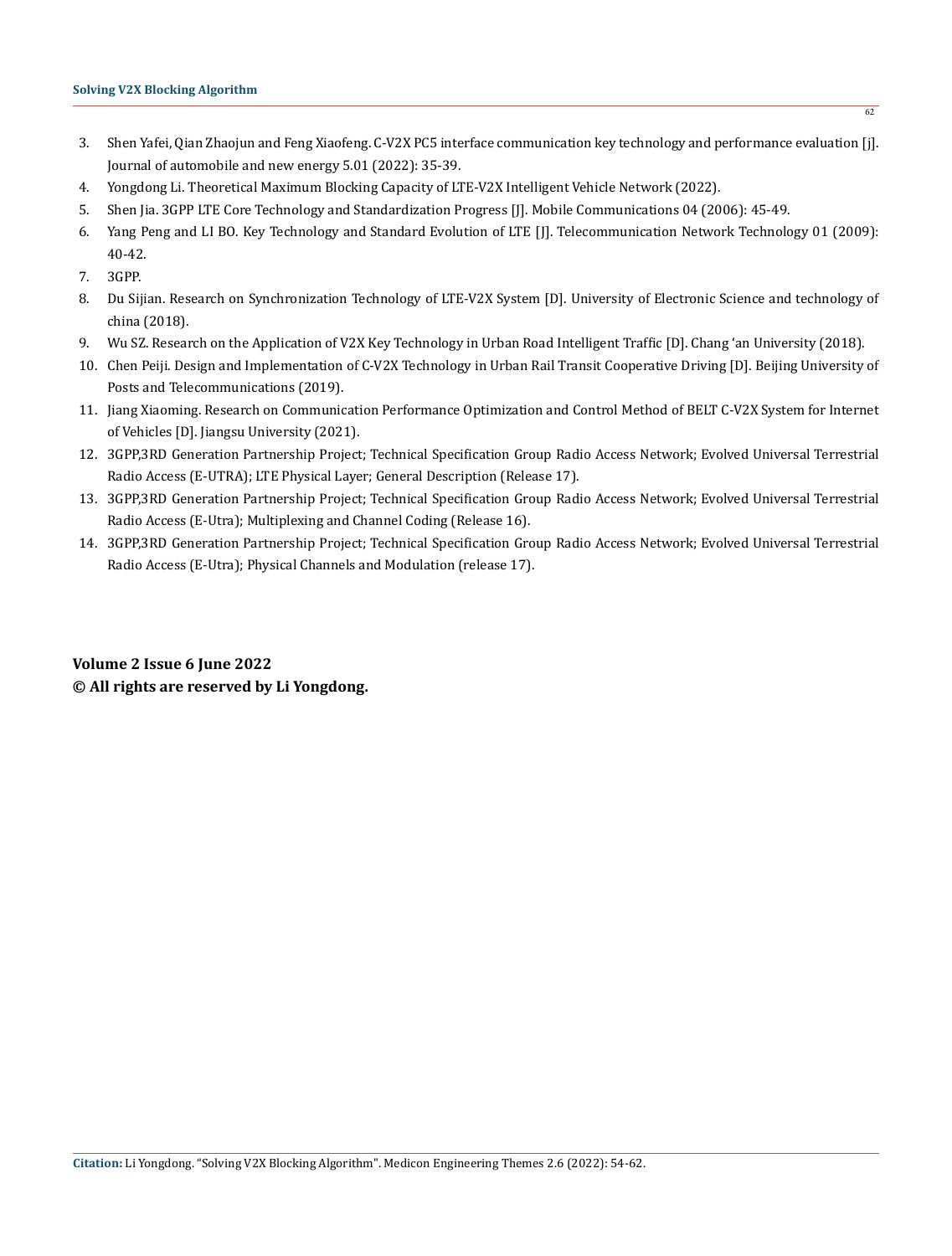3. Shen Yafei, Qian Zhaojun and Feng Xiaofeng. C-V2X PC5 interface communication key technology and performance evaluation [j]. Journal of automobile and new energy 5.01 (2022): 35-39.
4. Yongdong Li. Theoretical Maximum Blocking Capacity of LTE-V2X Intelligent Vehicle Network (2022).
5. Shen Jia. 3GPP LTE Core Technology and Standardization Progress [J]. Mobile Communications 04 (2006): 45-49.
6. Yang Peng and LI BO. Key Technology and Standard Evolution of LTE [J]. Telecommunication Network Technology 01 (2009): 40-42.
7. 3GPP.
8. Du Sijian. Research on Synchronization Technology of LTE-V2X System [D]. University of Electronic Science and technology of china (2018).
9. Wu SZ. Research on the Application of V2X Key Technology in Urban Road Intelligent Traffic [D]. Chang 'an University (2018).
10. Chen Peiji. Design and Implementation of C-V2X Technology in Urban Rail Transit Cooperative Driving [D]. Beijing University of Posts and Telecommunications (2019).
11. Jiang Xiaoming. Research on Communication Performance Optimization and Control Method of BELT C-V2X System for Internet of Vehicles [D]. Jiangsu University (2021).
12. 3GPP,3RD Generation Partnership Project; Technical Specification Group Radio Access Network; Evolved Universal Terrestrial Radio Access (E-UTRA); LTE Physical Layer; General Description (Release 17).
13. 3GPP,3RD Generation Partnership Project; Technical Specification Group Radio Access Network; Evolved Universal Terrestrial Radio Access (E-Utra); Multiplexing and Channel Coding (Release 16).
14. 3GPP,3RD Generation Partnership Project; Technical Specification Group Radio Access Network; Evolved Universal Terrestrial Radio Access (E-Utra); Physical Channels and Modulation (release 17).

**Volume 2 Issue 6 June 2022**
**© All rights are reserved by Li Yongdong.**